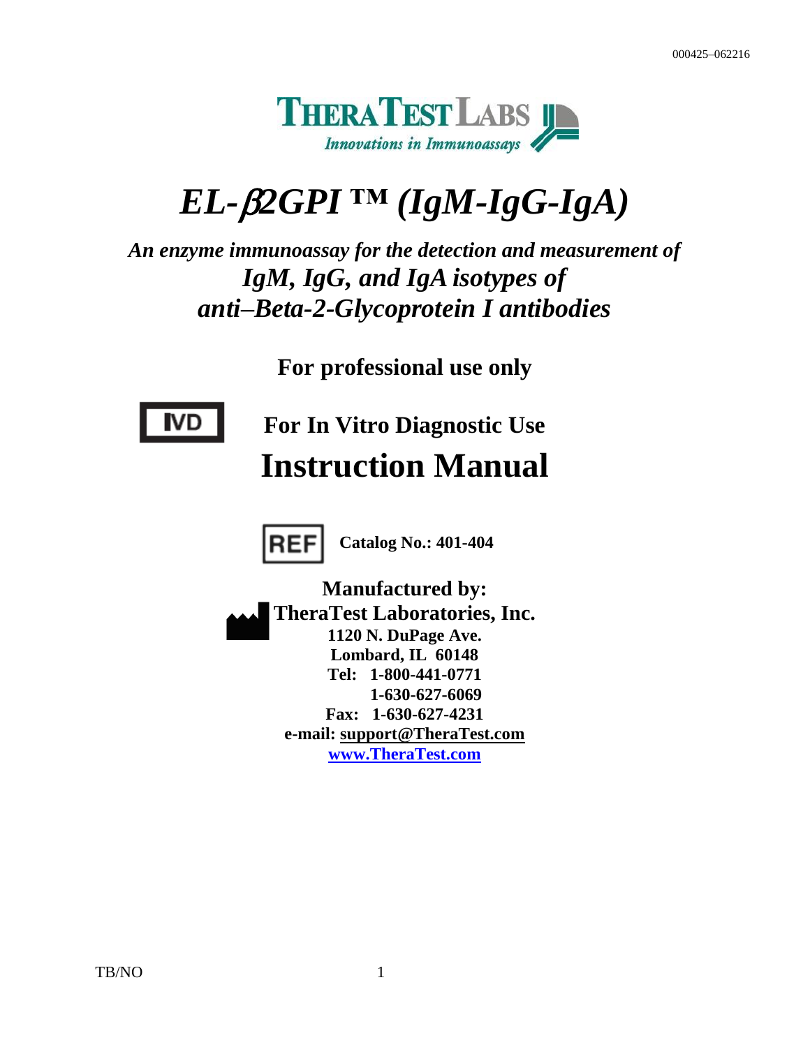THERATEST LABS

*Innovations in Immunoassays*

# *EL-β2GPI ™ (IgM-IgG-IgA)*

***An enzyme immunoassay for the detection and measurement of***

***IgM, IgG, and IgA isotypes of anti–Beta-2-Glycoprotein I antibodies***

**For professional use only**

IVD **For In Vitro Diagnostic Use**

# Instruction Manual

REF **Catalog No.: 401-404**

**Manufactured by:**

**TheraTest Laboratories, Inc.**

**1120 N. DuPage Ave.**

**Lombard, IL 60148**

**Tel: 1-800-441-0771**

**1-630-627-6069**

**Fax: 1-630-627-4231**

**e-mail: support@TheraTest.com**

**www.TheraTest.com**

TB/NO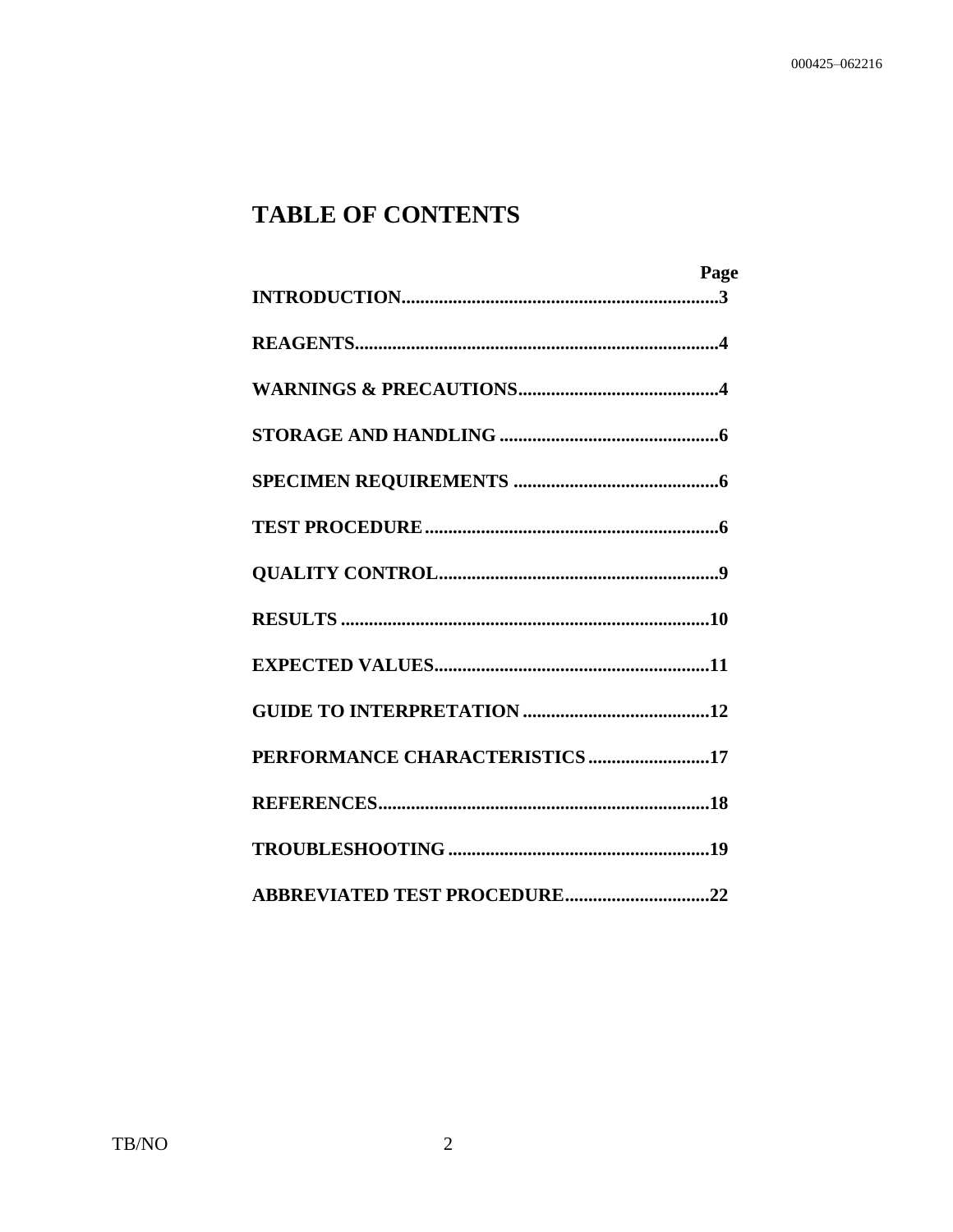# TABLE OF CONTENTS

| | Page |
|---|---|
| **INTRODUCTION** | **3** |
| **REAGENTS** | **4** |
| **WARNINGS & PRECAUTIONS** | **4** |
| **STORAGE AND HANDLING** | **6** |
| **SPECIMEN REQUIREMENTS** | **6** |
| **TEST PROCEDURE** | **6** |
| **QUALITY CONTROL** | **9** |
| **RESULTS** | **10** |
| **EXPECTED VALUES** | **11** |
| **GUIDE TO INTERPRETATION** | **12** |
| **PERFORMANCE CHARACTERISTICS** | **17** |
| **REFERENCES** | **18** |
| **TROUBLESHOOTING** | **19** |
| **ABBREVIATED TEST PROCEDURE** | **22** |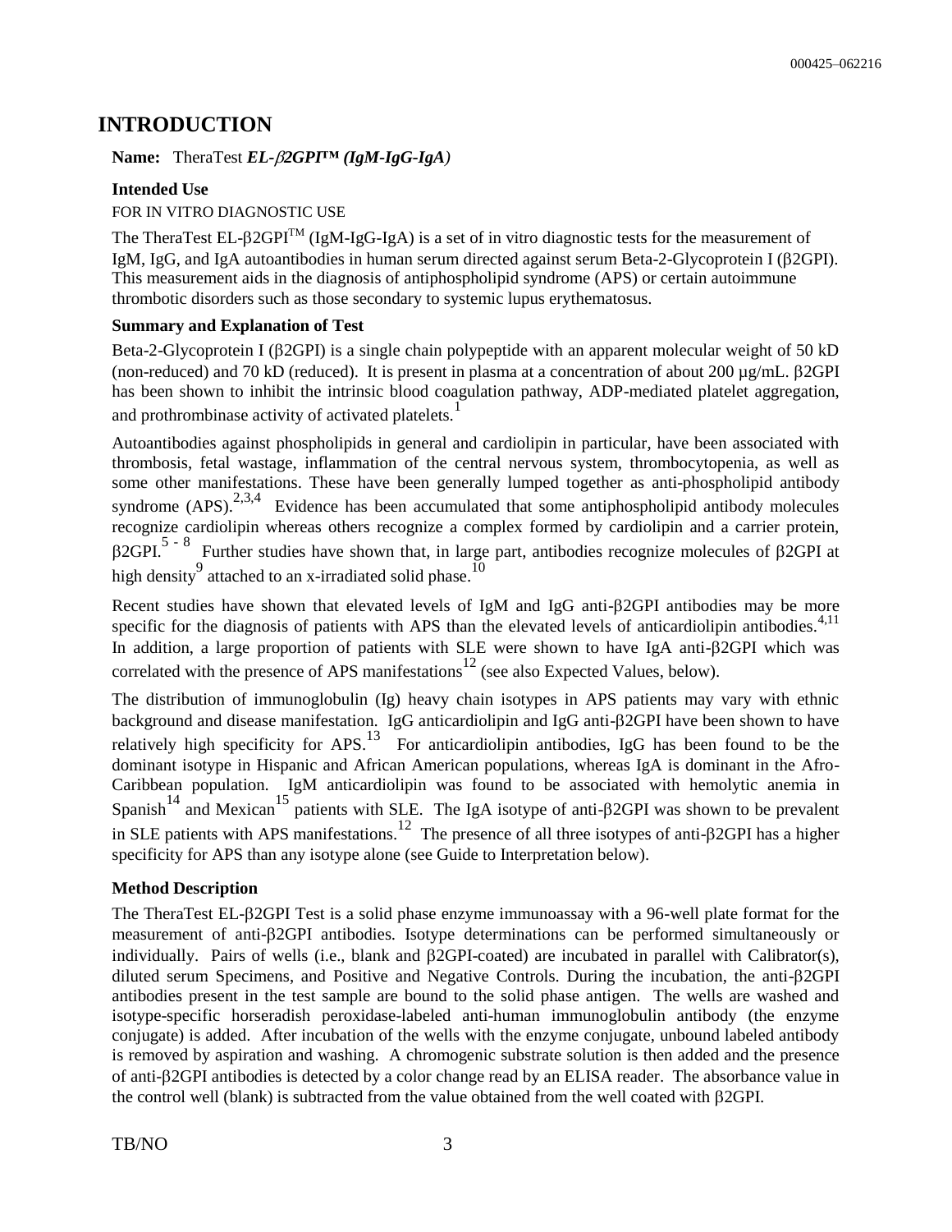# INTRODUCTION

**Name:** TheraTest ***EL-β2GPI™ (IgM-IgG-IgA)***

### Intended Use

FOR IN VITRO DIAGNOSTIC USE

The TheraTest EL-β2GPI™ (IgM-IgG-IgA) is a set of in vitro diagnostic tests for the measurement of IgM, IgG, and IgA autoantibodies in human serum directed against serum Beta-2-Glycoprotein I (β2GPI). This measurement aids in the diagnosis of antiphospholipid syndrome (APS) or certain autoimmune thrombotic disorders such as those secondary to systemic lupus erythematosus.

### Summary and Explanation of Test

Beta-2-Glycoprotein I (β2GPI) is a single chain polypeptide with an apparent molecular weight of 50 kD (non-reduced) and 70 kD (reduced). It is present in plasma at a concentration of about 200 µg/mL. β2GPI has been shown to inhibit the intrinsic blood coagulation pathway, ADP-mediated platelet aggregation, and prothrombinase activity of activated platelets.[1]

Autoantibodies against phospholipids in general and cardiolipin in particular, have been associated with thrombosis, fetal wastage, inflammation of the central nervous system, thrombocytopenia, as well as some other manifestations. These have been generally lumped together as anti-phospholipid antibody syndrome (APS).[2,3,4] Evidence has been accumulated that some antiphospholipid antibody molecules recognize cardiolipin whereas others recognize a complex formed by cardiolipin and a carrier protein, β2GPI.[5 - 8] Further studies have shown that, in large part, antibodies recognize molecules of β2GPI at high density[9] attached to an x-irradiated solid phase.[10]

Recent studies have shown that elevated levels of IgM and IgG anti-β2GPI antibodies may be more specific for the diagnosis of patients with APS than the elevated levels of anticardiolipin antibodies.[4,11] In addition, a large proportion of patients with SLE were shown to have IgA anti-β2GPI which was correlated with the presence of APS manifestations[12] (see also Expected Values, below).

The distribution of immunoglobulin (Ig) heavy chain isotypes in APS patients may vary with ethnic background and disease manifestation. IgG anticardiolipin and IgG anti-β2GPI have been shown to have relatively high specificity for APS.[13] For anticardiolipin antibodies, IgG has been found to be the dominant isotype in Hispanic and African American populations, whereas IgA is dominant in the Afro-Caribbean population. IgM anticardiolipin was found to be associated with hemolytic anemia in Spanish[14] and Mexican[15] patients with SLE. The IgA isotype of anti-β2GPI was shown to be prevalent in SLE patients with APS manifestations.[12] The presence of all three isotypes of anti-β2GPI has a higher specificity for APS than any isotype alone (see Guide to Interpretation below).

### Method Description

The TheraTest EL-β2GPI Test is a solid phase enzyme immunoassay with a 96-well plate format for the measurement of anti-β2GPI antibodies. Isotype determinations can be performed simultaneously or individually. Pairs of wells (i.e., blank and β2GPI-coated) are incubated in parallel with Calibrator(s), diluted serum Specimens, and Positive and Negative Controls. During the incubation, the anti-β2GPI antibodies present in the test sample are bound to the solid phase antigen. The wells are washed and isotype-specific horseradish peroxidase-labeled anti-human immunoglobulin antibody (the enzyme conjugate) is added. After incubation of the wells with the enzyme conjugate, unbound labeled antibody is removed by aspiration and washing. A chromogenic substrate solution is then added and the presence of anti-β2GPI antibodies is detected by a color change read by an ELISA reader. The absorbance value in the control well (blank) is subtracted from the value obtained from the well coated with β2GPI.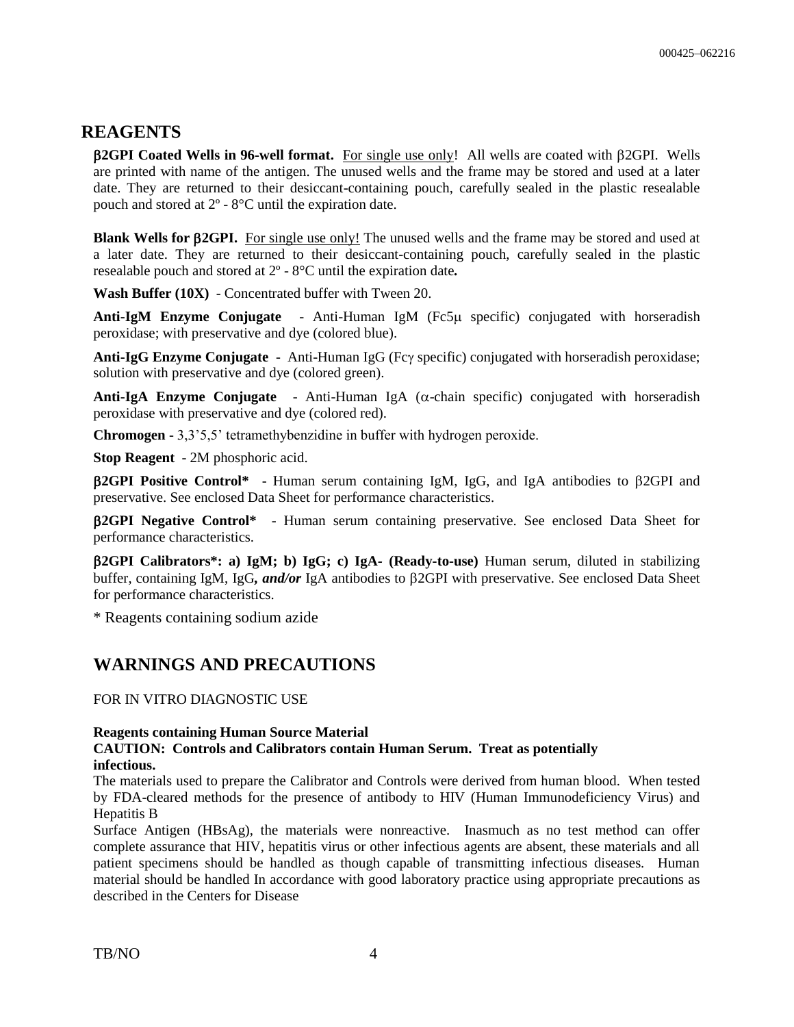## REAGENTS

**β2GPI Coated Wells in 96-well format.** For single use only! All wells are coated with β2GPI. Wells are printed with name of the antigen. The unused wells and the frame may be stored and used at a later date. They are returned to their desiccant-containing pouch, carefully sealed in the plastic resealable pouch and stored at 2º - 8°C until the expiration date.

**Blank Wells for β2GPI.** For single use only! The unused wells and the frame may be stored and used at a later date. They are returned to their desiccant-containing pouch, carefully sealed in the plastic resealable pouch and stored at 2º - 8°C until the expiration date**.**

**Wash Buffer (10X)** - Concentrated buffer with Tween 20.

**Anti-IgM Enzyme Conjugate** - Anti-Human IgM (Fc5μ specific) conjugated with horseradish peroxidase; with preservative and dye (colored blue).

**Anti-IgG Enzyme Conjugate** - Anti-Human IgG (Fcγ specific) conjugated with horseradish peroxidase; solution with preservative and dye (colored green).

**Anti-IgA Enzyme Conjugate** - Anti-Human IgA (α-chain specific) conjugated with horseradish peroxidase with preservative and dye (colored red).

**Chromogen** - 3,3'5,5' tetramethybenzidine in buffer with hydrogen peroxide.

**Stop Reagent** - 2M phosphoric acid.

**β2GPI Positive Control*** - Human serum containing IgM, IgG, and IgA antibodies to β2GPI and preservative. See enclosed Data Sheet for performance characteristics.

**β2GPI Negative Control*** - Human serum containing preservative. See enclosed Data Sheet for performance characteristics.

**β2GPI Calibrators*: a) IgM; b) IgG; c) IgA- (Ready-to-use)** Human serum, diluted in stabilizing buffer, containing IgM, IgG***, and/or*** IgA antibodies to β2GPI with preservative. See enclosed Data Sheet for performance characteristics.

\* Reagents containing sodium azide

## WARNINGS AND PRECAUTIONS

FOR IN VITRO DIAGNOSTIC USE

**Reagents containing Human Source Material**
**CAUTION: Controls and Calibrators contain Human Serum. Treat as potentially infectious.**

The materials used to prepare the Calibrator and Controls were derived from human blood. When tested by FDA-cleared methods for the presence of antibody to HIV (Human Immunodeficiency Virus) and Hepatitis B
Surface Antigen (HBsAg), the materials were nonreactive. Inasmuch as no test method can offer complete assurance that HIV, hepatitis virus or other infectious agents are absent, these materials and all patient specimens should be handled as though capable of transmitting infectious diseases. Human material should be handled In accordance with good laboratory practice using appropriate precautions as described in the Centers for Disease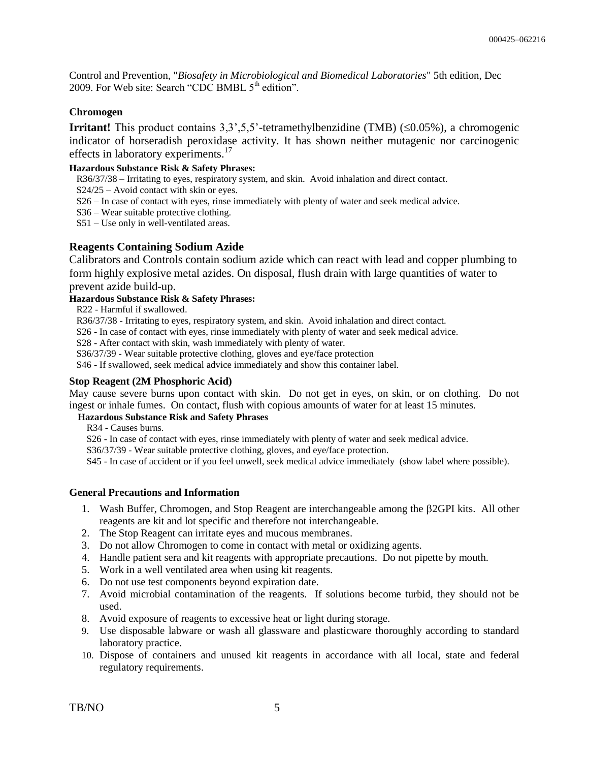Control and Prevention, "*Biosafety in Microbiological and Biomedical Laboratories*" 5th edition, Dec 2009. For Web site: Search "CDC BMBL 5th edition".

### Chromogen

**Irritant!** This product contains 3,3',5,5'-tetramethylbenzidine (TMB) (≤0.05%), a chromogenic indicator of horseradish peroxidase activity. It has shown neither mutagenic nor carcinogenic effects in laboratory experiments.[17]

**Hazardous Substance Risk & Safety Phrases:**

R36/37/38 – Irritating to eyes, respiratory system, and skin. Avoid inhalation and direct contact.
S24/25 – Avoid contact with skin or eyes.
S26 – In case of contact with eyes, rinse immediately with plenty of water and seek medical advice.
S36 – Wear suitable protective clothing.
S51 – Use only in well-ventilated areas.

### Reagents Containing Sodium Azide

Calibrators and Controls contain sodium azide which can react with lead and copper plumbing to form highly explosive metal azides. On disposal, flush drain with large quantities of water to prevent azide build-up.

**Hazardous Substance Risk & Safety Phrases:**

R22 - Harmful if swallowed.
R36/37/38 - Irritating to eyes, respiratory system, and skin. Avoid inhalation and direct contact.
S26 - In case of contact with eyes, rinse immediately with plenty of water and seek medical advice.
S28 - After contact with skin, wash immediately with plenty of water.
S36/37/39 - Wear suitable protective clothing, gloves and eye/face protection
S46 - If swallowed, seek medical advice immediately and show this container label.

### Stop Reagent (2M Phosphoric Acid)

May cause severe burns upon contact with skin. Do not get in eyes, on skin, or on clothing. Do not ingest or inhale fumes. On contact, flush with copious amounts of water for at least 15 minutes.

**Hazardous Substance Risk and Safety Phrases**

R34 - Causes burns.
S26 - In case of contact with eyes, rinse immediately with plenty of water and seek medical advice.
S36/37/39 - Wear suitable protective clothing, gloves, and eye/face protection.
S45 - In case of accident or if you feel unwell, seek medical advice immediately (show label where possible).

### General Precautions and Information

1. Wash Buffer, Chromogen, and Stop Reagent are interchangeable among the β2GPI kits. All other reagents are kit and lot specific and therefore not interchangeable.
2. The Stop Reagent can irritate eyes and mucous membranes.
3. Do not allow Chromogen to come in contact with metal or oxidizing agents.
4. Handle patient sera and kit reagents with appropriate precautions. Do not pipette by mouth.
5. Work in a well ventilated area when using kit reagents.
6. Do not use test components beyond expiration date.
7. Avoid microbial contamination of the reagents. If solutions become turbid, they should not be used.
8. Avoid exposure of reagents to excessive heat or light during storage.
9. Use disposable labware or wash all glassware and plasticware thoroughly according to standard laboratory practice.
10. Dispose of containers and unused kit reagents in accordance with all local, state and federal regulatory requirements.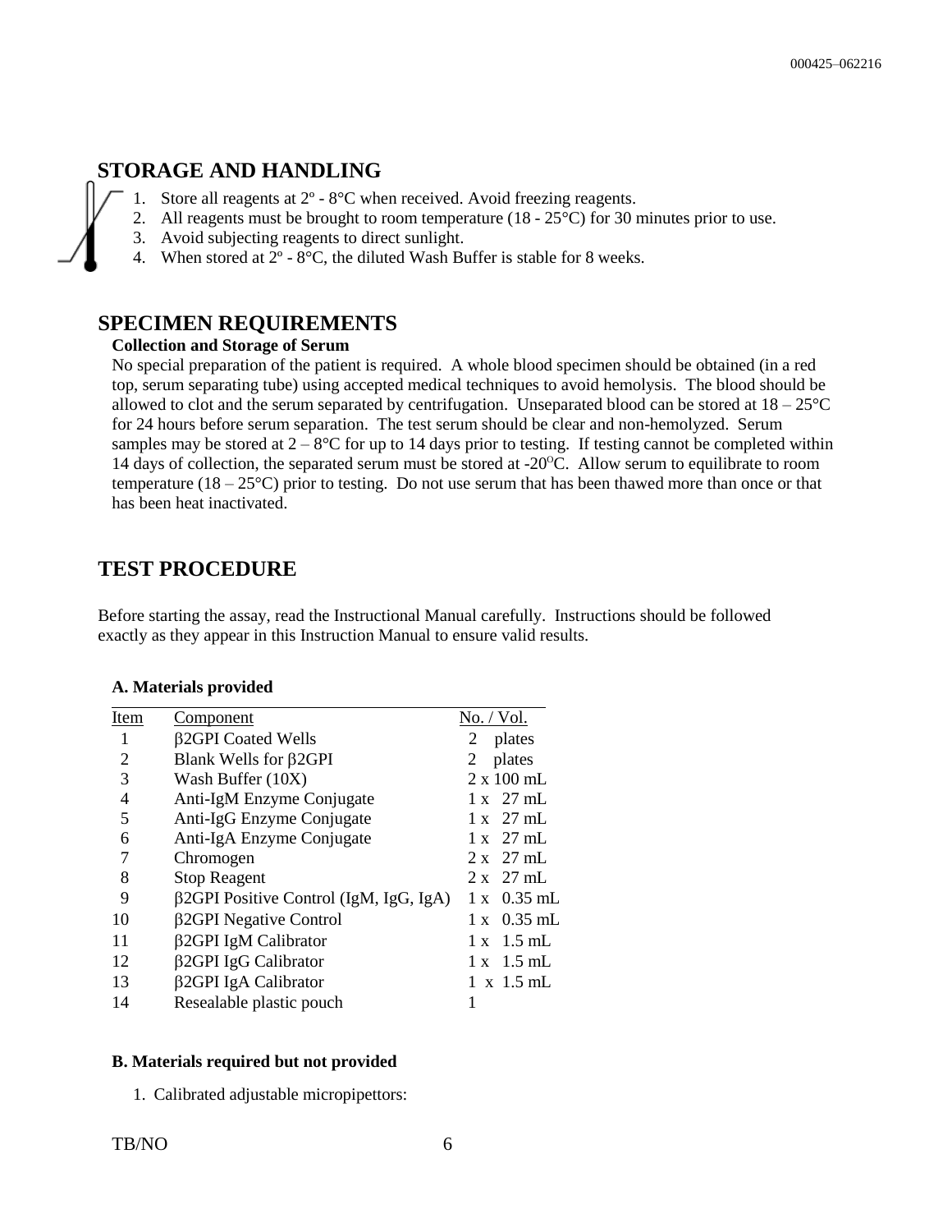## STORAGE AND HANDLING

1. Store all reagents at 2º - 8°C when received. Avoid freezing reagents.
2. All reagents must be brought to room temperature (18 - 25°C) for 30 minutes prior to use.
3. Avoid subjecting reagents to direct sunlight.
4. When stored at 2º - 8°C, the diluted Wash Buffer is stable for 8 weeks.

## SPECIMEN REQUIREMENTS

**Collection and Storage of Serum**

No special preparation of the patient is required. A whole blood specimen should be obtained (in a red top, serum separating tube) using accepted medical techniques to avoid hemolysis. The blood should be allowed to clot and the serum separated by centrifugation. Unseparated blood can be stored at 18 – 25°C for 24 hours before serum separation. The test serum should be clear and non-hemolyzed. Serum samples may be stored at 2 – 8°C for up to 14 days prior to testing. If testing cannot be completed within 14 days of collection, the separated serum must be stored at -20°C. Allow serum to equilibrate to room temperature (18 – 25°C) prior to testing. Do not use serum that has been thawed more than once or that has been heat inactivated.

## TEST PROCEDURE

Before starting the assay, read the Instructional Manual carefully. Instructions should be followed exactly as they appear in this Instruction Manual to ensure valid results.

**A. Materials provided**

| Item | Component | No. / Vol. |
|---|---|---|
| 1 | β2GPI Coated Wells | 2 plates |
| 2 | Blank Wells for β2GPI | 2 plates |
| 3 | Wash Buffer (10X) | 2 x 100 mL |
| 4 | Anti-IgM Enzyme Conjugate | 1 x 27 mL |
| 5 | Anti-IgG Enzyme Conjugate | 1 x 27 mL |
| 6 | Anti-IgA Enzyme Conjugate | 1 x 27 mL |
| 7 | Chromogen | 2 x 27 mL |
| 8 | Stop Reagent | 2 x 27 mL |
| 9 | β2GPI Positive Control (IgM, IgG, IgA) | 1 x 0.35 mL |
| 10 | β2GPI Negative Control | 1 x 0.35 mL |
| 11 | β2GPI IgM Calibrator | 1 x 1.5 mL |
| 12 | β2GPI IgG Calibrator | 1 x 1.5 mL |
| 13 | β2GPI IgA Calibrator | 1 x 1.5 mL |
| 14 | Resealable plastic pouch | 1 |

**B. Materials required but not provided**

1. Calibrated adjustable micropipettors: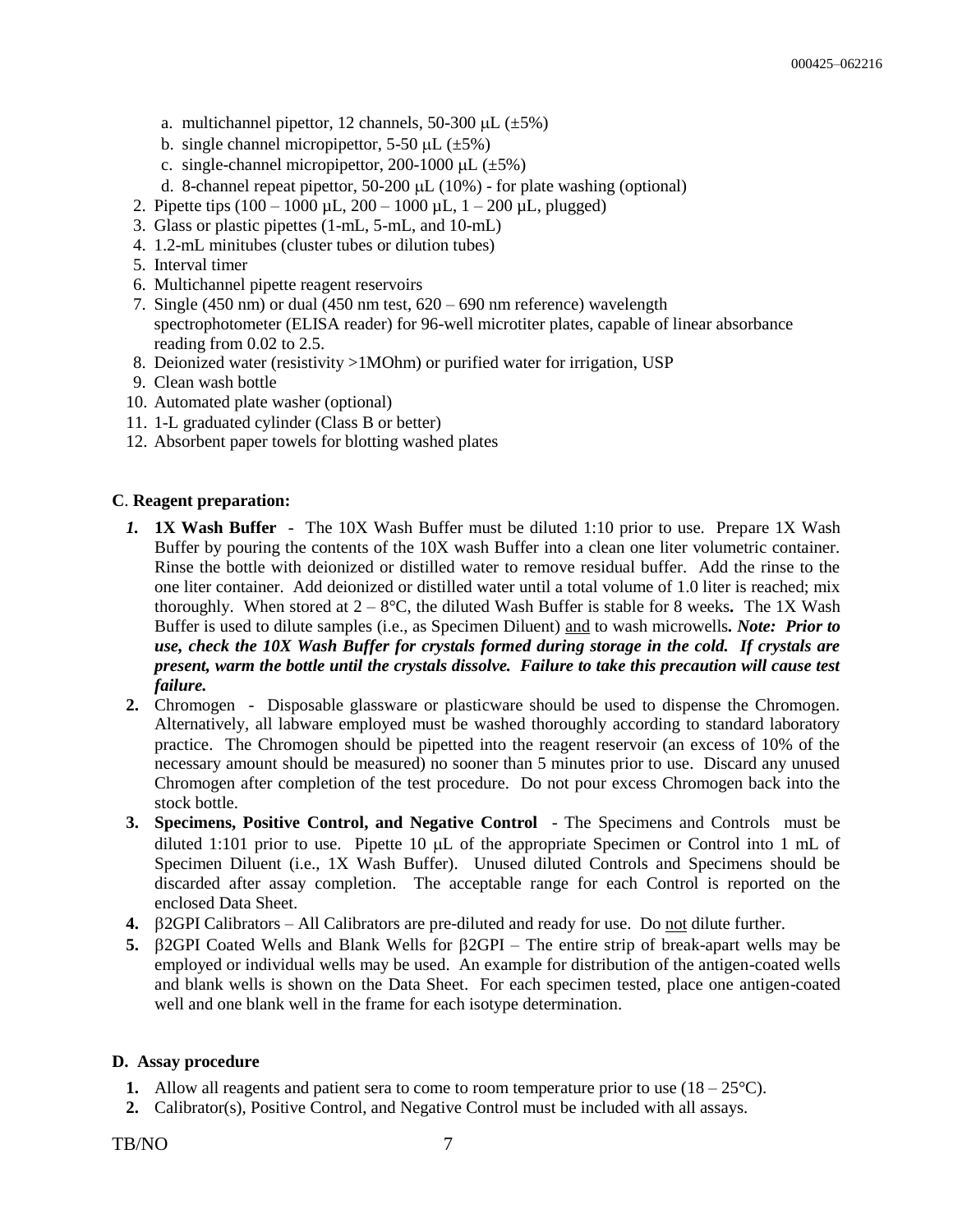a. multichannel pipettor, 12 channels, 50-300 μL (±5%)
   b. single channel micropipettor, 5-50 μL (±5%)
   c. single-channel micropipettor, 200-1000 μL (±5%)
   d. 8-channel repeat pipettor, 50-200 μL (10%) - for plate washing (optional)
2. Pipette tips (100 – 1000 µL, 200 – 1000 µL, 1 – 200 µL, plugged)
3. Glass or plastic pipettes (1-mL, 5-mL, and 10-mL)
4. 1.2-mL minitubes (cluster tubes or dilution tubes)
5. Interval timer
6. Multichannel pipette reagent reservoirs
7. Single (450 nm) or dual (450 nm test, 620 – 690 nm reference) wavelength spectrophotometer (ELISA reader) for 96-well microtiter plates, capable of linear absorbance reading from 0.02 to 2.5.
8. Deionized water (resistivity >1MOhm) or purified water for irrigation, USP
9. Clean wash bottle
10. Automated plate washer (optional)
11. 1-L graduated cylinder (Class B or better)
12. Absorbent paper towels for blotting washed plates

**C**. **Reagent preparation:**

1. **1X Wash Buffer** - The 10X Wash Buffer must be diluted 1:10 prior to use. Prepare 1X Wash Buffer by pouring the contents of the 10X wash Buffer into a clean one liter volumetric container. Rinse the bottle with deionized or distilled water to remove residual buffer. Add the rinse to the one liter container. Add deionized or distilled water until a total volume of 1.0 liter is reached; mix thoroughly. When stored at 2 – 8°C, the diluted Wash Buffer is stable for 8 weeks**.** The 1X Wash Buffer is used to dilute samples (i.e., as Specimen Diluent) and to wash microwells***. Note: Prior to use, check the 10X Wash Buffer for crystals formed during storage in the cold. If crystals are present, warm the bottle until the crystals dissolve. Failure to take this precaution will cause test failure.***
2. Chromogen - Disposable glassware or plasticware should be used to dispense the Chromogen. Alternatively, all labware employed must be washed thoroughly according to standard laboratory practice. The Chromogen should be pipetted into the reagent reservoir (an excess of 10% of the necessary amount should be measured) no sooner than 5 minutes prior to use. Discard any unused Chromogen after completion of the test procedure. Do not pour excess Chromogen back into the stock bottle.
3. **Specimens, Positive Control, and Negative Control** - The Specimens and Controls must be diluted 1:101 prior to use. Pipette 10 μL of the appropriate Specimen or Control into 1 mL of Specimen Diluent (i.e., 1X Wash Buffer). Unused diluted Controls and Specimens should be discarded after assay completion. The acceptable range for each Control is reported on the enclosed Data Sheet.
4. β2GPI Calibrators – All Calibrators are pre-diluted and ready for use. Do not dilute further.
5. β2GPI Coated Wells and Blank Wells for β2GPI – The entire strip of break-apart wells may be employed or individual wells may be used. An example for distribution of the antigen-coated wells and blank wells is shown on the Data Sheet. For each specimen tested, place one antigen-coated well and one blank well in the frame for each isotype determination.

**D. Assay procedure**

1. Allow all reagents and patient sera to come to room temperature prior to use (18 – 25°C).
2. Calibrator(s), Positive Control, and Negative Control must be included with all assays.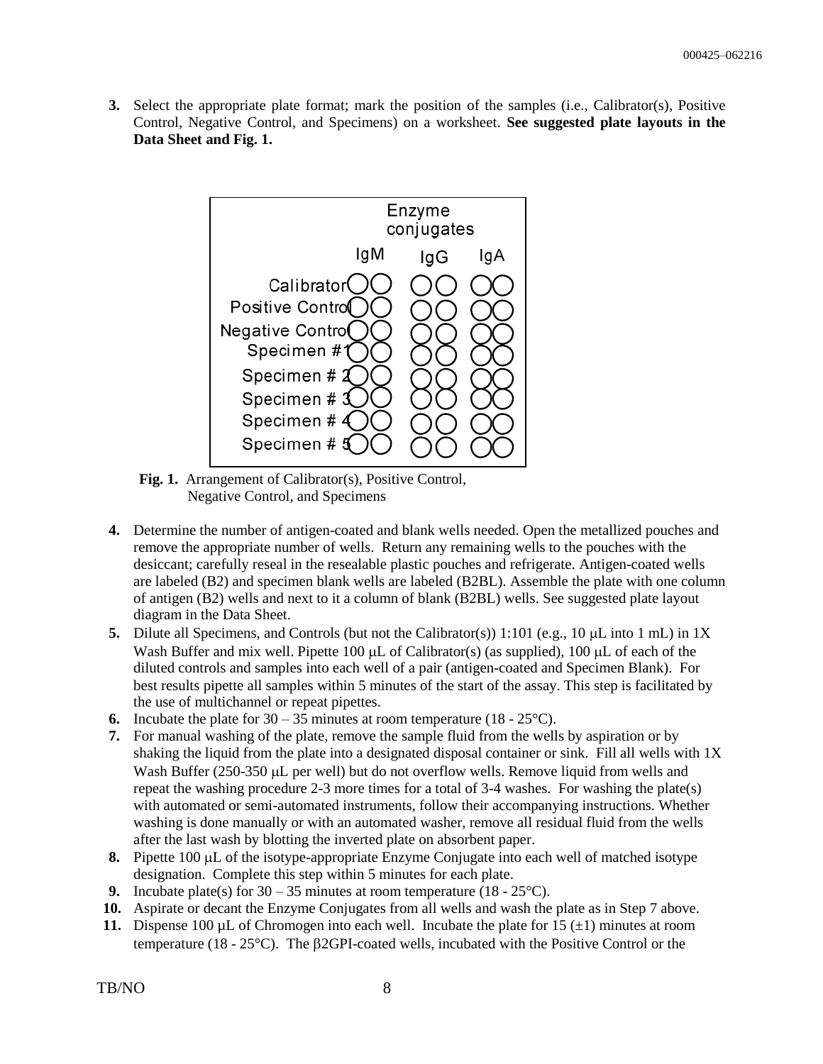**3.** Select the appropriate plate format; mark the position of the samples (i.e., Calibrator(s), Positive Control, Negative Control, and Specimens) on a worksheet. **See suggested plate layouts in the Data Sheet and Fig. 1.**

| | Enzyme conjugates | | |
|---|---|---|---|
| | IgM | IgG | IgA |
| Calibrator | ○○ | ○○ | ○○ |
| Positive Control | ○○ | ○○ | ○○ |
| Negative Control | ○○ | ○○ | ○○ |
| Specimen #1 | ○○ | ○○ | ○○ |
| Specimen # 2 | ○○ | ○○ | ○○ |
| Specimen # 3 | ○○ | ○○ | ○○ |
| Specimen # 4 | ○○ | ○○ | ○○ |
| Specimen # 5 | ○○ | ○○ | ○○ |

**Fig. 1.** Arrangement of Calibrator(s), Positive Control, Negative Control, and Specimens

**4.** Determine the number of antigen-coated and blank wells needed. Open the metallized pouches and remove the appropriate number of wells. Return any remaining wells to the pouches with the desiccant; carefully reseal in the resealable plastic pouches and refrigerate. Antigen-coated wells are labeled (B2) and specimen blank wells are labeled (B2BL). Assemble the plate with one column of antigen (B2) wells and next to it a column of blank (B2BL) wells. See suggested plate layout diagram in the Data Sheet.

**5.** Dilute all Specimens, and Controls (but not the Calibrator(s)) 1:101 (e.g., 10 μL into 1 mL) in 1X Wash Buffer and mix well. Pipette 100 μL of Calibrator(s) (as supplied), 100 μL of each of the diluted controls and samples into each well of a pair (antigen-coated and Specimen Blank). For best results pipette all samples within 5 minutes of the start of the assay. This step is facilitated by the use of multichannel or repeat pipettes.

**6.** Incubate the plate for 30 – 35 minutes at room temperature (18 - 25°C).

**7.** For manual washing of the plate, remove the sample fluid from the wells by aspiration or by shaking the liquid from the plate into a designated disposal container or sink. Fill all wells with 1X Wash Buffer (250-350 μL per well) but do not overflow wells. Remove liquid from wells and repeat the washing procedure 2-3 more times for a total of 3-4 washes. For washing the plate(s) with automated or semi-automated instruments, follow their accompanying instructions. Whether washing is done manually or with an automated washer, remove all residual fluid from the wells after the last wash by blotting the inverted plate on absorbent paper.

**8.** Pipette 100 μL of the isotype-appropriate Enzyme Conjugate into each well of matched isotype designation. Complete this step within 5 minutes for each plate.

**9.** Incubate plate(s) for 30 – 35 minutes at room temperature (18 - 25°C).

**10.** Aspirate or decant the Enzyme Conjugates from all wells and wash the plate as in Step 7 above.

**11.** Dispense 100 μL of Chromogen into each well. Incubate the plate for 15 (±1) minutes at room temperature (18 - 25°C). The β2GPI-coated wells, incubated with the Positive Control or the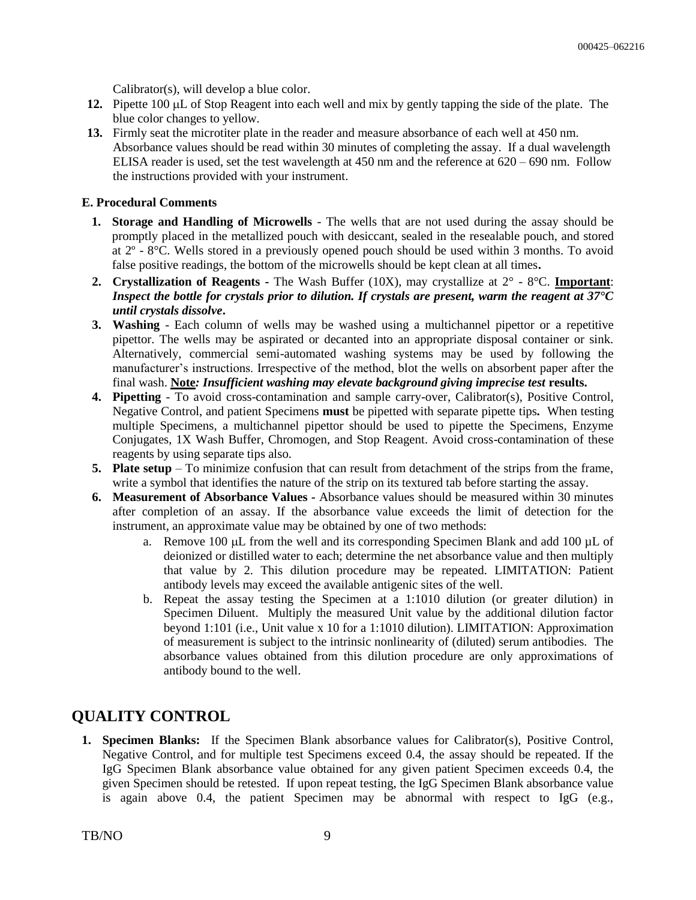Calibrator(s), will develop a blue color.

12. Pipette 100 μL of Stop Reagent into each well and mix by gently tapping the side of the plate. The blue color changes to yellow.
13. Firmly seat the microtiter plate in the reader and measure absorbance of each well at 450 nm. Absorbance values should be read within 30 minutes of completing the assay. If a dual wavelength ELISA reader is used, set the test wavelength at 450 nm and the reference at 620 – 690 nm. Follow the instructions provided with your instrument.

### E. Procedural Comments

1. **Storage and Handling of Microwells** - The wells that are not used during the assay should be promptly placed in the metallized pouch with desiccant, sealed in the resealable pouch, and stored at 2º - 8°C. Wells stored in a previously opened pouch should be used within 3 months. To avoid false positive readings, the bottom of the microwells should be kept clean at all times**.**
2. **Crystallization of Reagents** - The Wash Buffer (10X), may crystallize at 2° - 8°C. **Important**: ***Inspect the bottle for crystals prior to dilution. If crystals are present, warm the reagent at 37°C until crystals dissolve*.**
3. **Washing** - Each column of wells may be washed using a multichannel pipettor or a repetitive pipettor. The wells may be aspirated or decanted into an appropriate disposal container or sink. Alternatively, commercial semi-automated washing systems may be used by following the manufacturer's instructions. Irrespective of the method, blot the wells on absorbent paper after the final wash. **Note*: Insufficient washing may elevate background giving imprecise test* results.**
4. **Pipetting** - To avoid cross-contamination and sample carry-over, Calibrator(s), Positive Control, Negative Control, and patient Specimens **must** be pipetted with separate pipette tips**.** When testing multiple Specimens, a multichannel pipettor should be used to pipette the Specimens, Enzyme Conjugates, 1X Wash Buffer, Chromogen, and Stop Reagent. Avoid cross-contamination of these reagents by using separate tips also.
5. **Plate setup** – To minimize confusion that can result from detachment of the strips from the frame, write a symbol that identifies the nature of the strip on its textured tab before starting the assay.
6. **Measurement of Absorbance Values -** Absorbance values should be measured within 30 minutes after completion of an assay. If the absorbance value exceeds the limit of detection for the instrument, an approximate value may be obtained by one of two methods:
   a. Remove 100 μL from the well and its corresponding Specimen Blank and add 100 μL of deionized or distilled water to each; determine the net absorbance value and then multiply that value by 2. This dilution procedure may be repeated. LIMITATION: Patient antibody levels may exceed the available antigenic sites of the well.
   b. Repeat the assay testing the Specimen at a 1:1010 dilution (or greater dilution) in Specimen Diluent. Multiply the measured Unit value by the additional dilution factor beyond 1:101 (i.e., Unit value x 10 for a 1:1010 dilution). LIMITATION: Approximation of measurement is subject to the intrinsic nonlinearity of (diluted) serum antibodies. The absorbance values obtained from this dilution procedure are only approximations of antibody bound to the well.

## QUALITY CONTROL

1. **Specimen Blanks:** If the Specimen Blank absorbance values for Calibrator(s), Positive Control, Negative Control, and for multiple test Specimens exceed 0.4, the assay should be repeated. If the IgG Specimen Blank absorbance value obtained for any given patient Specimen exceeds 0.4, the given Specimen should be retested. If upon repeat testing, the IgG Specimen Blank absorbance value is again above 0.4, the patient Specimen may be abnormal with respect to IgG (e.g.,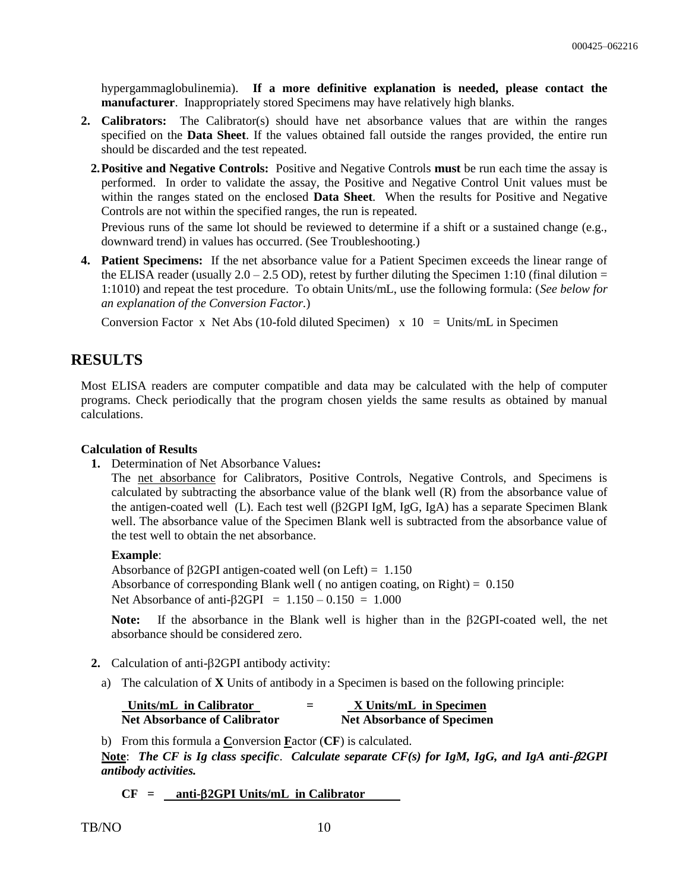hypergammaglobulinemia). **If a more definitive explanation is needed, please contact the manufacturer**. Inappropriately stored Specimens may have relatively high blanks.

2. **Calibrators:** The Calibrator(s) should have net absorbance values that are within the ranges specified on the **Data Sheet**. If the values obtained fall outside the ranges provided, the entire run should be discarded and the test repeated.

2. **Positive and Negative Controls:** Positive and Negative Controls **must** be run each time the assay is performed. In order to validate the assay, the Positive and Negative Control Unit values must be within the ranges stated on the enclosed **Data Sheet**. When the results for Positive and Negative Controls are not within the specified ranges, the run is repeated.

   Previous runs of the same lot should be reviewed to determine if a shift or a sustained change (e.g., downward trend) in values has occurred. (See Troubleshooting.)

4. **Patient Specimens:** If the net absorbance value for a Patient Specimen exceeds the linear range of the ELISA reader (usually 2.0 – 2.5 OD), retest by further diluting the Specimen 1:10 (final dilution = 1:1010) and repeat the test procedure. To obtain Units/mL, use the following formula: (*See below for an explanation of the Conversion Factor.*)

   Conversion Factor x Net Abs (10-fold diluted Specimen) x 10 = Units/mL in Specimen

# RESULTS

Most ELISA readers are computer compatible and data may be calculated with the help of computer programs. Check periodically that the program chosen yields the same results as obtained by manual calculations.

### Calculation of Results

1. Determination of Net Absorbance Values**:**

   The net absorbance for Calibrators, Positive Controls, Negative Controls, and Specimens is calculated by subtracting the absorbance value of the blank well (R) from the absorbance value of the antigen-coated well (L). Each test well (β2GPI IgM, IgG, IgA) has a separate Specimen Blank well. The absorbance value of the Specimen Blank well is subtracted from the absorbance value of the test well to obtain the net absorbance.

   **Example**:

   Absorbance of β2GPI antigen-coated well (on Left) = 1.150
   Absorbance of corresponding Blank well ( no antigen coating, on Right) = 0.150
   Net Absorbance of anti-β2GPI = 1.150 – 0.150 = 1.000

   **Note:** If the absorbance in the Blank well is higher than in the β2GPI-coated well, the net absorbance should be considered zero.

2. Calculation of anti-β2GPI antibody activity:

   a) The calculation of **X** Units of antibody in a Specimen is based on the following principle:

$$\frac{\textbf{Units/mL in Calibrator}}{\textbf{Net Absorbance of Calibrator}} = \frac{\textbf{X Units/mL in Specimen}}{\textbf{Net Absorbance of Specimen}}$$

   b) From this formula a **C**onversion **F**actor (**CF**) is calculated.

**Note**: ***The CF is Ig class specific*. *Calculate separate CF(s) for IgM, IgG, and IgA anti-β2GPI antibody activities.***

**CF = anti-β2GPI Units/mL in Calibrator**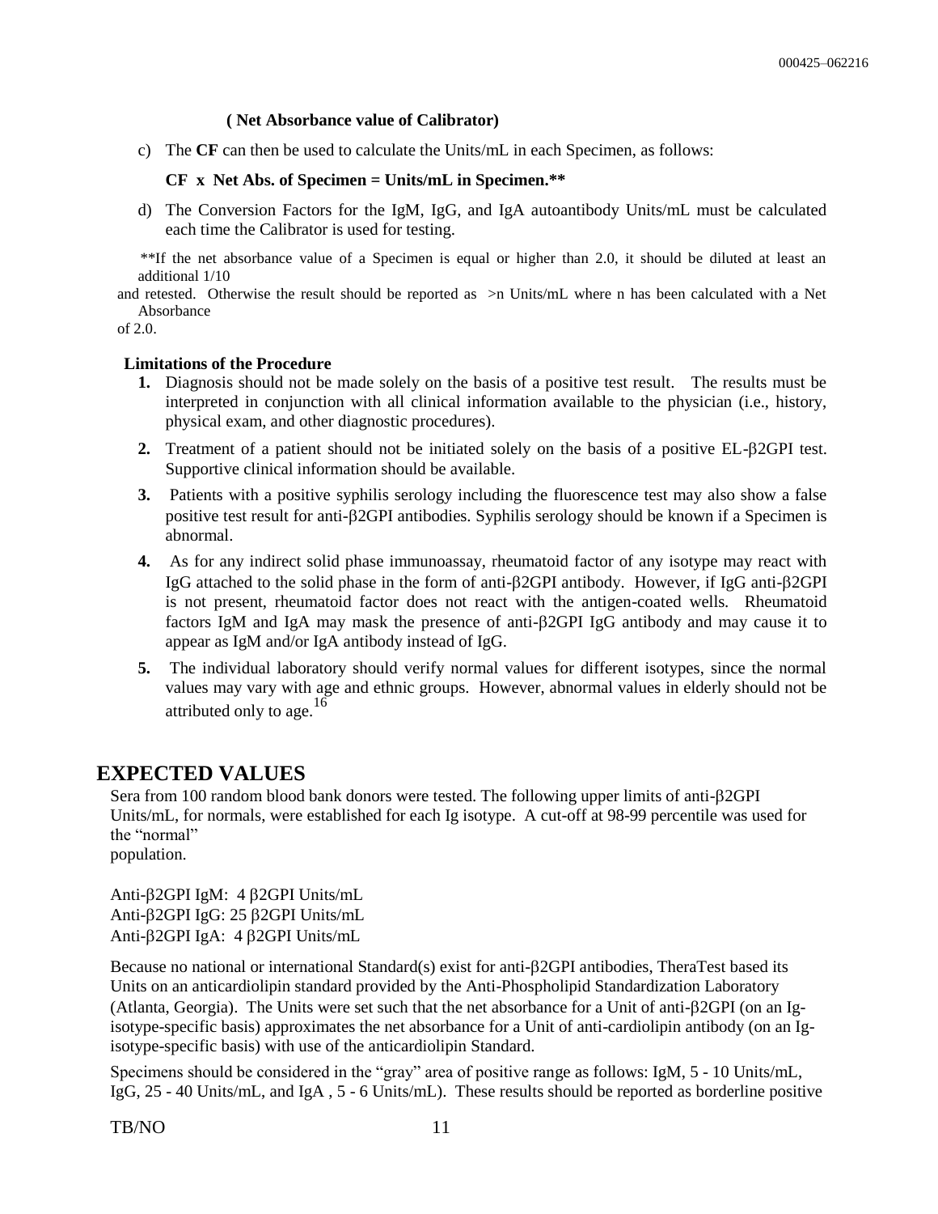**( Net Absorbance value of Calibrator)**

c) The **CF** can then be used to calculate the Units/mL in each Specimen, as follows:

**CF x Net Abs. of Specimen = Units/mL in Specimen.****

d) The Conversion Factors for the IgM, IgG, and IgA autoantibody Units/mL must be calculated each time the Calibrator is used for testing.

**If the net absorbance value of a Specimen is equal or higher than 2.0, it should be diluted at least an additional 1/10 and retested. Otherwise the result should be reported as >n Units/mL where n has been calculated with a Net Absorbance of 2.0.

**Limitations of the Procedure**

1. Diagnosis should not be made solely on the basis of a positive test result. The results must be interpreted in conjunction with all clinical information available to the physician (i.e., history, physical exam, and other diagnostic procedures).
2. Treatment of a patient should not be initiated solely on the basis of a positive EL-β2GPI test. Supportive clinical information should be available.
3. Patients with a positive syphilis serology including the fluorescence test may also show a false positive test result for anti-β2GPI antibodies. Syphilis serology should be known if a Specimen is abnormal.
4. As for any indirect solid phase immunoassay, rheumatoid factor of any isotype may react with IgG attached to the solid phase in the form of anti-β2GPI antibody. However, if IgG anti-β2GPI is not present, rheumatoid factor does not react with the antigen-coated wells. Rheumatoid factors IgM and IgA may mask the presence of anti-β2GPI IgG antibody and may cause it to appear as IgM and/or IgA antibody instead of IgG.
5. The individual laboratory should verify normal values for different isotypes, since the normal values may vary with age and ethnic groups. However, abnormal values in elderly should not be attributed only to age.[16]

# EXPECTED VALUES

Sera from 100 random blood bank donors were tested. The following upper limits of anti-β2GPI Units/mL, for normals, were established for each Ig isotype. A cut-off at 98-99 percentile was used for the "normal" population.

Anti-β2GPI IgM: 4 β2GPI Units/mL
Anti-β2GPI IgG: 25 β2GPI Units/mL
Anti-β2GPI IgA: 4 β2GPI Units/mL

Because no national or international Standard(s) exist for anti-β2GPI antibodies, TheraTest based its Units on an anticardiolipin standard provided by the Anti-Phospholipid Standardization Laboratory (Atlanta, Georgia). The Units were set such that the net absorbance for a Unit of anti-β2GPI (on an Ig-isotype-specific basis) approximates the net absorbance for a Unit of anti-cardiolipin antibody (on an Ig-isotype-specific basis) with use of the anticardiolipin Standard.

Specimens should be considered in the "gray" area of positive range as follows: IgM, 5 - 10 Units/mL, IgG, 25 - 40 Units/mL, and IgA , 5 - 6 Units/mL). These results should be reported as borderline positive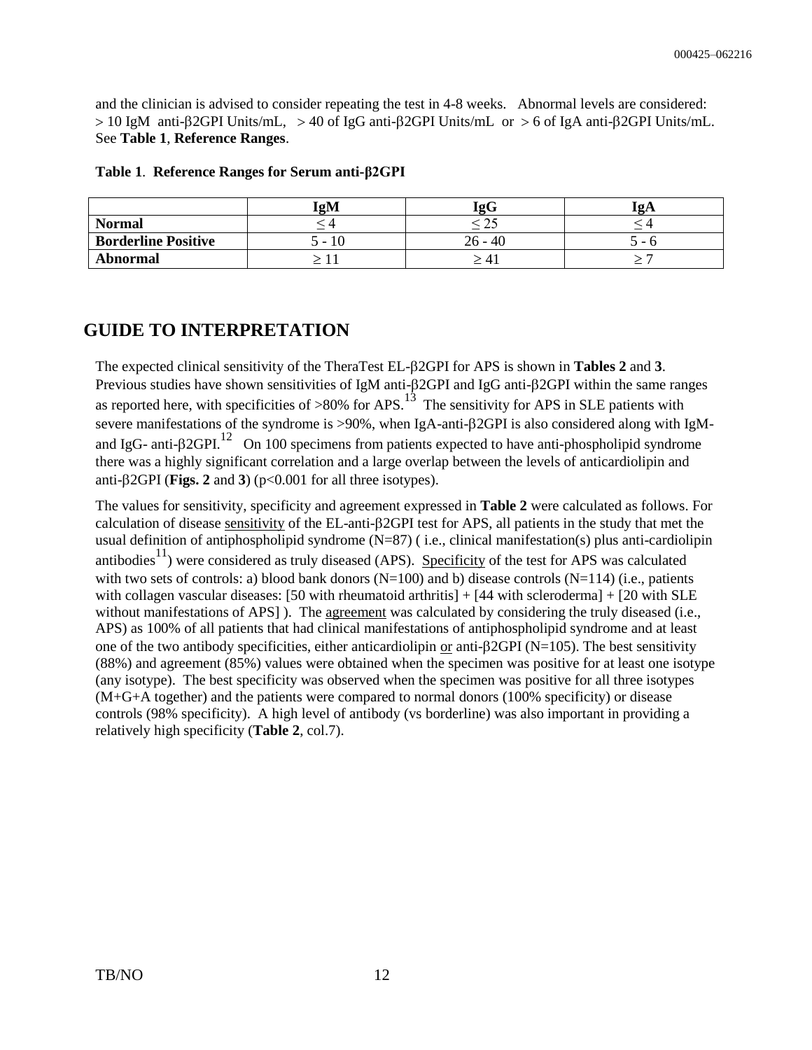and the clinician is advised to consider repeating the test in 4-8 weeks. Abnormal levels are considered: > 10 IgM anti-β2GPI Units/mL, > 40 of IgG anti-β2GPI Units/mL or > 6 of IgA anti-β2GPI Units/mL. See **Table 1**, **Reference Ranges**.

**Table 1**. **Reference Ranges for Serum anti-β2GPI**

| | IgM | IgG | IgA |
|---|---|---|---|
| **Normal** | $\leq 4$ | $\leq 25$ | $\leq 4$ |
| **Borderline Positive** | 5 - 10 | 26 - 40 | 5 - 6 |
| **Abnormal** | $\geq 11$ | $\geq 41$ | $\geq 7$ |

# GUIDE TO INTERPRETATION

The expected clinical sensitivity of the TheraTest EL-β2GPI for APS is shown in **Tables 2** and **3**. Previous studies have shown sensitivities of IgM anti-β2GPI and IgG anti-β2GPI within the same ranges as reported here, with specificities of >80% for APS.[13] The sensitivity for APS in SLE patients with severe manifestations of the syndrome is >90%, when IgA-anti-β2GPI is also considered along with IgM- and IgG- anti-β2GPI.[12] On 100 specimens from patients expected to have anti-phospholipid syndrome there was a highly significant correlation and a large overlap between the levels of anticardiolipin and anti-β2GPI (**Figs. 2** and **3**) ($p<0.001$ for all three isotypes).

The values for sensitivity, specificity and agreement expressed in **Table 2** were calculated as follows. For calculation of disease sensitivity of the EL-anti-β2GPI test for APS, all patients in the study that met the usual definition of antiphospholipid syndrome (N=87) ( i.e., clinical manifestation(s) plus anti-cardiolipin antibodies[11]) were considered as truly diseased (APS). Specificity of the test for APS was calculated with two sets of controls: a) blood bank donors (N=100) and b) disease controls (N=114) (i.e., patients with collagen vascular diseases: [50 with rheumatoid arthritis] + [44 with scleroderma] + [20 with SLE without manifestations of APS] ). The agreement was calculated by considering the truly diseased (i.e., APS) as 100% of all patients that had clinical manifestations of antiphospholipid syndrome and at least one of the two antibody specificities, either anticardiolipin or anti-β2GPI (N=105). The best sensitivity (88%) and agreement (85%) values were obtained when the specimen was positive for at least one isotype (any isotype). The best specificity was observed when the specimen was positive for all three isotypes (M+G+A together) and the patients were compared to normal donors (100% specificity) or disease controls (98% specificity). A high level of antibody (vs borderline) was also important in providing a relatively high specificity (**Table 2**, col.7).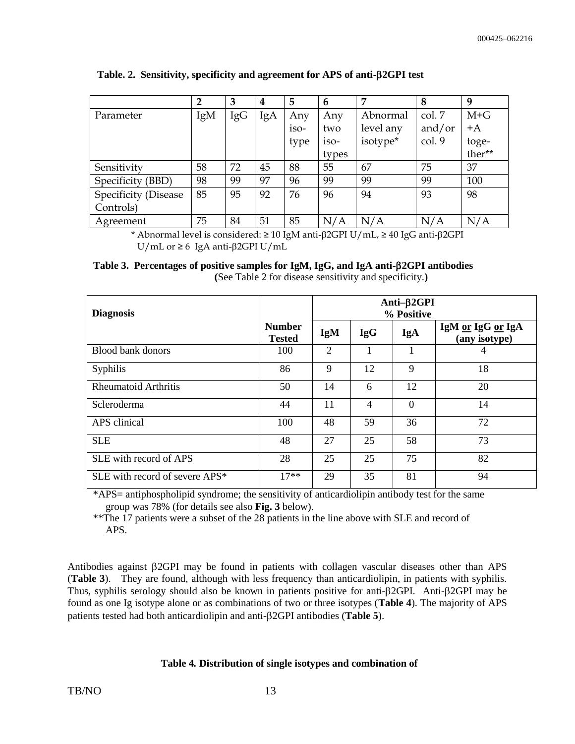**Table. 2. Sensitivity, specificity and agreement for APS of anti-β2GPI test**

| | 2 | 3 | 4 | 5 | 6 | 7 | 8 | 9 |
|---|---|---|---|---|---|---|---|---|
| Parameter | IgM | IgG | IgA | Any isotype | Any two isotypes | Abnormal level any isotype* | col. 7 and/or col. 9 | M+G +A together** |
| Sensitivity | 58 | 72 | 45 | 88 | 55 | 67 | 75 | 37 |
| Specificity (BBD) | 98 | 99 | 97 | 96 | 99 | 99 | 99 | 100 |
| Specificity (Disease Controls) | 85 | 95 | 92 | 76 | 96 | 94 | 93 | 98 |
| Agreement | 75 | 84 | 51 | 85 | N/A | N/A | N/A | N/A |

\* Abnormal level is considered: ≥ 10 IgM anti-β2GPI U/mL, ≥ 40 IgG anti-β2GPI U/mL or ≥ 6 IgA anti-β2GPI U/mL

**Table 3. Percentages of positive samples for IgM, IgG, and IgA anti-β2GPI antibodies**
**(**See Table 2 for disease sensitivity and specificity.**)**

| Diagnosis | Number Tested | Anti–β2GPI % Positive | | | |
|---|---|---|---|---|---|
| | | IgM | IgG | IgA | IgM or IgG or IgA (any isotype) |
| Blood bank donors | 100 | 2 | 1 | 1 | 4 |
| Syphilis | 86 | 9 | 12 | 9 | 18 |
| Rheumatoid Arthritis | 50 | 14 | 6 | 12 | 20 |
| Scleroderma | 44 | 11 | 4 | 0 | 14 |
| APS clinical | 100 | 48 | 59 | 36 | 72 |
| SLE | 48 | 27 | 25 | 58 | 73 |
| SLE with record of APS | 28 | 25 | 25 | 75 | 82 |
| SLE with record of severe APS* | 17** | 29 | 35 | 81 | 94 |

*APS= antiphospholipid syndrome; the sensitivity of anticardiolipin antibody test for the same group was 78% (for details see also **Fig. 3** below).

**The 17 patients were a subset of the 28 patients in the line above with SLE and record of APS.

Antibodies against β2GPI may be found in patients with collagen vascular diseases other than APS (**Table 3**). They are found, although with less frequency than anticardiolipin, in patients with syphilis. Thus, syphilis serology should also be known in patients positive for anti-β2GPI. Anti-β2GPI may be found as one Ig isotype alone or as combinations of two or three isotypes (**Table 4**). The majority of APS patients tested had both anticardiolipin and anti-β2GPI antibodies (**Table 5**).

**Table 4. Distribution of single isotypes and combination of**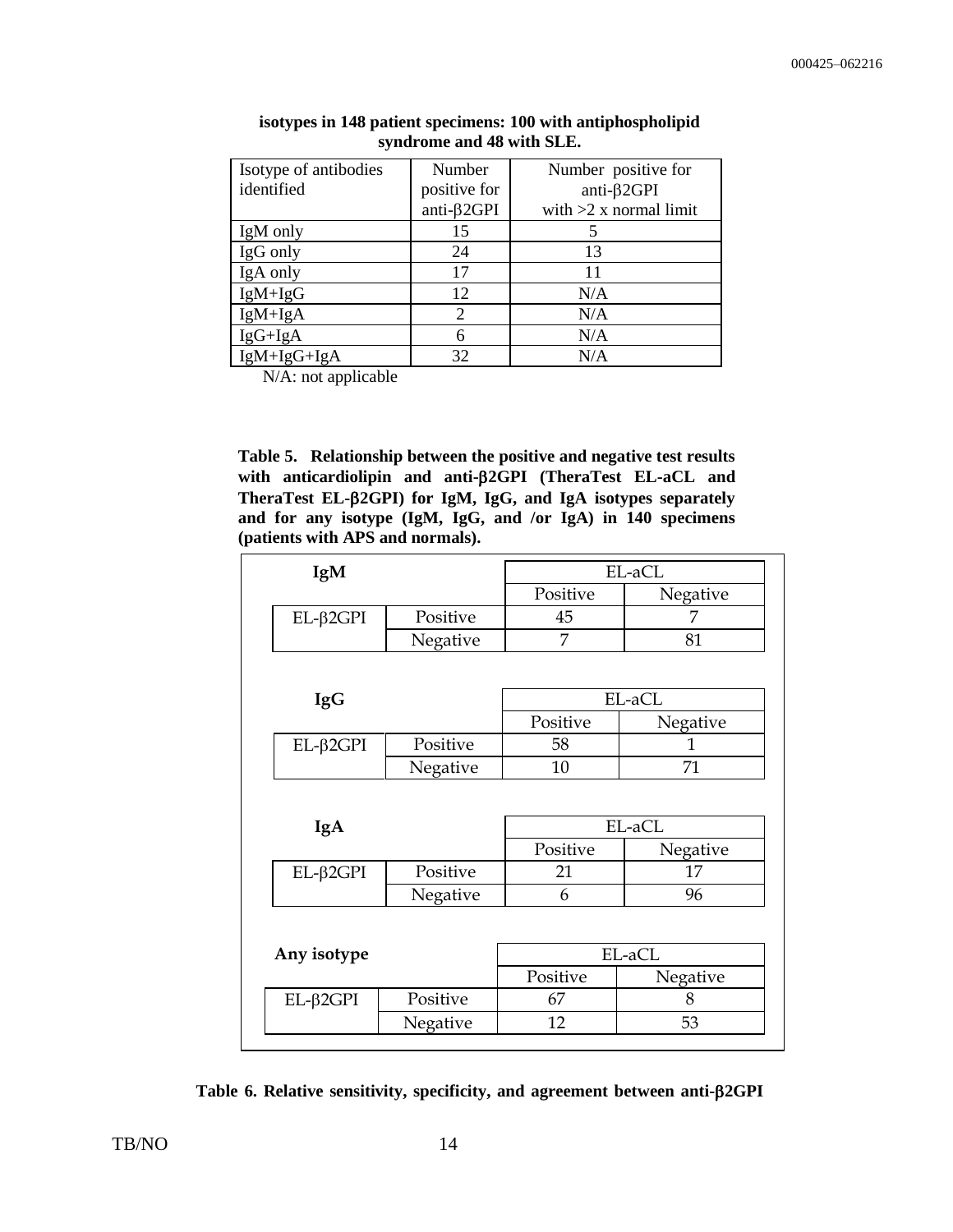**isotypes in 148 patient specimens: 100 with antiphospholipid syndrome and 48 with SLE.**

| Isotype of antibodies identified | Number positive for anti-β2GPI | Number positive for anti-β2GPI with >2 x normal limit |
|---|---|---|
| IgM only | 15 | 5 |
| IgG only | 24 | 13 |
| IgA only | 17 | 11 |
| IgM+IgG | 12 | N/A |
| IgM+IgA | 2 | N/A |
| IgG+IgA | 6 | N/A |
| IgM+IgG+IgA | 32 | N/A |

N/A: not applicable

**Table 5. Relationship between the positive and negative test results with anticardiolipin and anti-β2GPI (TheraTest EL-aCL and TheraTest EL-β2GPI) for IgM, IgG, and IgA isotypes separately and for any isotype (IgM, IgG, and /or IgA) in 140 specimens (patients with APS and normals).**

| **IgM** | | EL-aCL | |
|---|---|---|---|
| | | Positive | Negative |
| EL-β2GPI | Positive | 45 | 7 |
| | Negative | 7 | 81 |

| **IgG** | | EL-aCL | |
|---|---|---|---|
| | | Positive | Negative |
| EL-β2GPI | Positive | 58 | 1 |
| | Negative | 10 | 71 |

| **IgA** | | EL-aCL | |
|---|---|---|---|
| | | Positive | Negative |
| EL-β2GPI | Positive | 21 | 17 |
| | Negative | 6 | 96 |

| **Any isotype** | | EL-aCL | |
|---|---|---|---|
| | | Positive | Negative |
| EL-β2GPI | Positive | 67 | 8 |
| | Negative | 12 | 53 |

**Table 6. Relative sensitivity, specificity, and agreement between anti-β2GPI**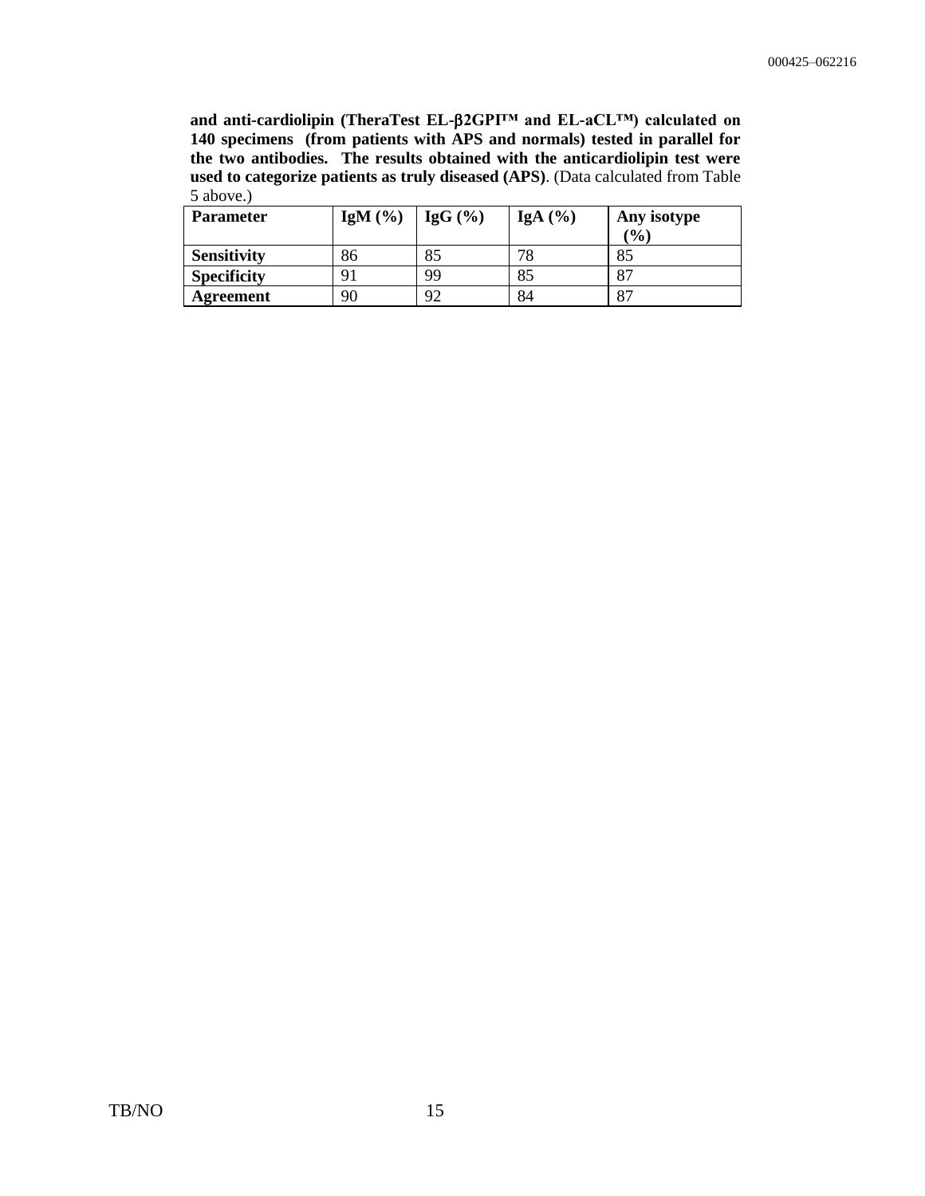**and anti-cardiolipin (TheraTest EL-β2GPI™ and EL-aCL™) calculated on 140 specimens (from patients with APS and normals) tested in parallel for the two antibodies. The results obtained with the anticardiolipin test were used to categorize patients as truly diseased (APS)**. (Data calculated from Table 5 above.)

| **Parameter** | **IgM (%)** | **IgG (%)** | **IgA (%)** | **Any isotype (%)** |
|---|---|---|---|---|
| **Sensitivity** | 86 | 85 | 78 | 85 |
| **Specificity** | 91 | 99 | 85 | 87 |
| **Agreement** | 90 | 92 | 84 | 87 |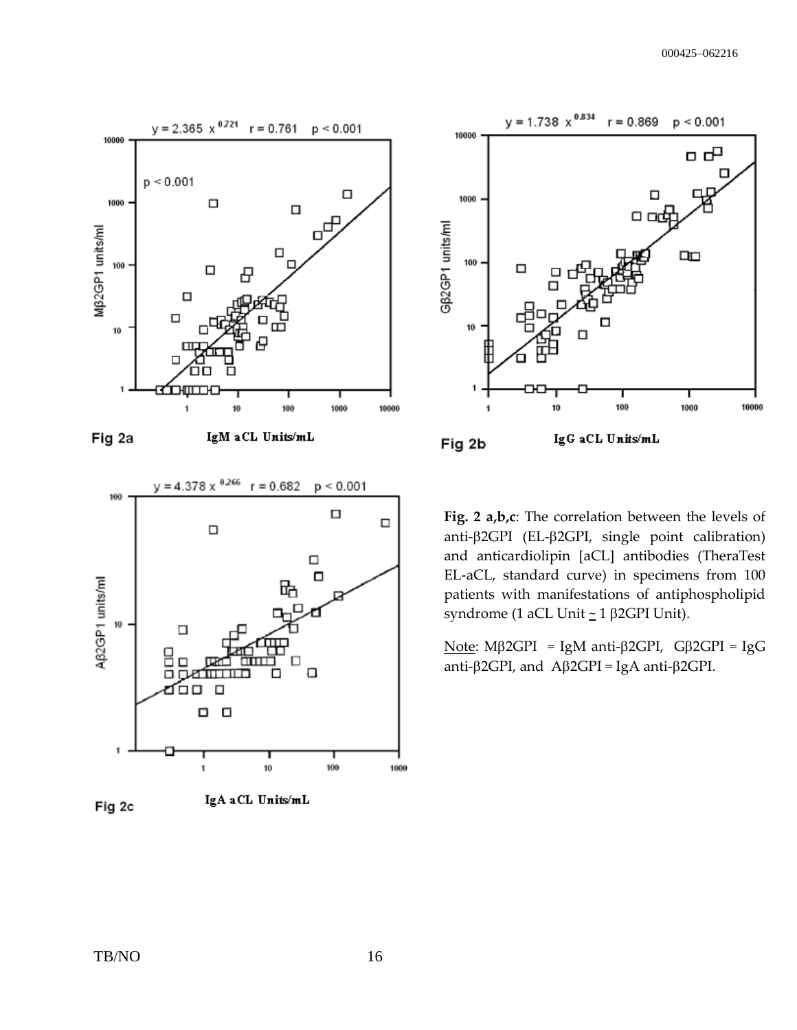**Fig. 2 a,b,c**: The correlation between the levels of anti-β2GPI (EL-β2GPI, single point calibration) and anticardiolipin [aCL] antibodies (TheraTest EL-aCL, standard curve) in specimens from 100 patients with manifestations of antiphospholipid syndrome (1 aCL Unit ~ 1 β2GPI Unit).

Note: Mβ2GPI = IgM anti-β2GPI, Gβ2GPI = IgG anti-β2GPI, and Aβ2GPI = IgA anti-β2GPI.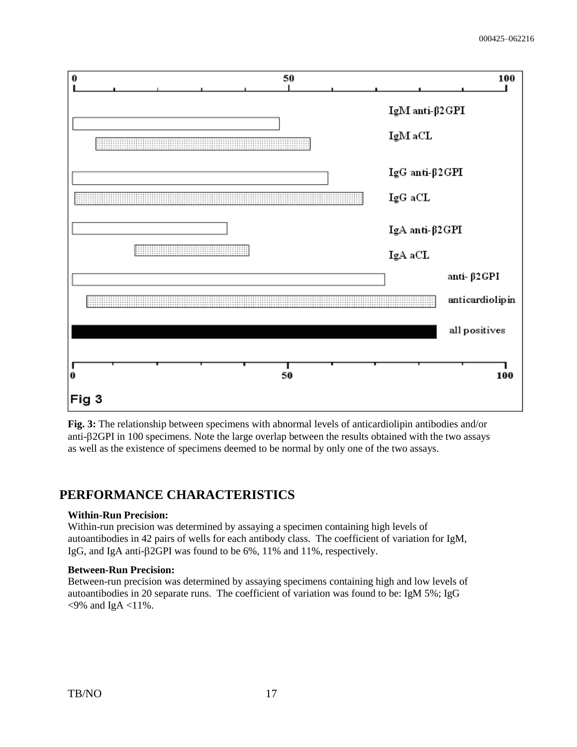**Fig. 3:** The relationship between specimens with abnormal levels of anticardiolipin antibodies and/or anti-β2GPI in 100 specimens. Note the large overlap between the results obtained with the two assays as well as the existence of specimens deemed to be normal by only one of the two assays.

## PERFORMANCE CHARACTERISTICS

**Within-Run Precision:**
Within-run precision was determined by assaying a specimen containing high levels of autoantibodies in 42 pairs of wells for each antibody class. The coefficient of variation for IgM, IgG, and IgA anti-β2GPI was found to be 6%, 11% and 11%, respectively.

**Between-Run Precision:**
Between-run precision was determined by assaying specimens containing high and low levels of autoantibodies in 20 separate runs. The coefficient of variation was found to be: IgM 5%; IgG <9% and IgA <11%.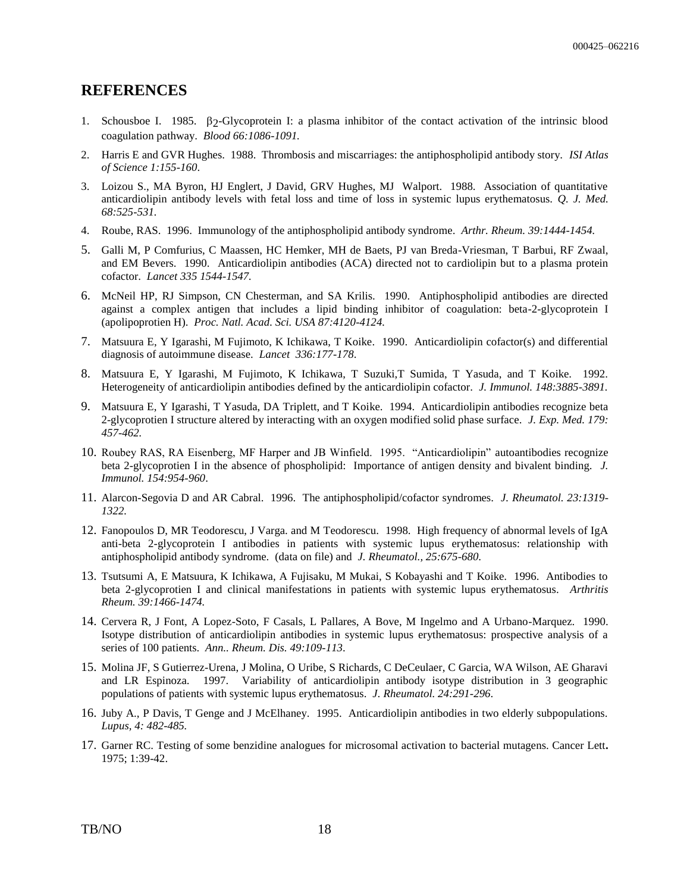## REFERENCES

1. Schousboe I. 1985. $\beta_2$-Glycoprotein I: a plasma inhibitor of the contact activation of the intrinsic blood coagulation pathway. *Blood 66:1086-1091.*
2. Harris E and GVR Hughes. 1988. Thrombosis and miscarriages: the antiphospholipid antibody story. *ISI Atlas of Science 1:155-160*.
3. Loizou S., MA Byron, HJ Englert, J David, GRV Hughes, MJ Walport. 1988. Association of quantitative anticardiolipin antibody levels with fetal loss and time of loss in systemic lupus erythematosus. *Q. J. Med. 68:525-531.*
4. Roube, RAS. 1996. Immunology of the antiphospholipid antibody syndrome. *Arthr. Rheum. 39:1444-1454.*
5. Galli M, P Comfurius, C Maassen, HC Hemker, MH de Baets, PJ van Breda-Vriesman, T Barbui, RF Zwaal, and EM Bevers. 1990. Anticardiolipin antibodies (ACA) directed not to cardiolipin but to a plasma protein cofactor. *Lancet 335 1544-1547.*
6. McNeil HP, RJ Simpson, CN Chesterman, and SA Krilis. 1990. Antiphospholipid antibodies are directed against a complex antigen that includes a lipid binding inhibitor of coagulation: beta-2-glycoprotein I (apolipoprotien H). *Proc. Natl. Acad. Sci. USA 87:4120-4124.*
7. Matsuura E, Y Igarashi, M Fujimoto, K Ichikawa, T Koike. 1990. Anticardiolipin cofactor(s) and differential diagnosis of autoimmune disease. *Lancet 336:177-178*.
8. Matsuura E, Y Igarashi, M Fujimoto, K Ichikawa, T Suzuki,T Sumida, T Yasuda, and T Koike. 1992. Heterogeneity of anticardiolipin antibodies defined by the anticardiolipin cofactor. *J. Immunol. 148:3885-3891.*
9. Matsuura E, Y Igarashi, T Yasuda, DA Triplett, and T Koike. 1994. Anticardiolipin antibodies recognize beta 2-glycoprotien I structure altered by interacting with an oxygen modified solid phase surface. *J. Exp. Med. 179: 457-462.*
10. Roubey RAS, RA Eisenberg, MF Harper and JB Winfield. 1995. "Anticardiolipin" autoantibodies recognize beta 2-glycoprotien I in the absence of phospholipid: Importance of antigen density and bivalent binding. *J. Immunol. 154:954-960*.
11. Alarcon-Segovia D and AR Cabral. 1996. The antiphospholipid/cofactor syndromes. *J. Rheumatol. 23:1319-1322.*
12. Fanopoulos D, MR Teodorescu, J Varga. and M Teodorescu. 1998. High frequency of abnormal levels of IgA anti-beta 2-glycoprotein I antibodies in patients with systemic lupus erythematosus: relationship with antiphospholipid antibody syndrome. (data on file) and *J. Rheumatol., 25:675-680*.
13. Tsutsumi A, E Matsuura, K Ichikawa, A Fujisaku, M Mukai, S Kobayashi and T Koike. 1996. Antibodies to beta 2-glycoprotien I and clinical manifestations in patients with systemic lupus erythematosus. *Arthritis Rheum. 39:1466-1474.*
14. Cervera R, J Font, A Lopez-Soto, F Casals, L Pallares, A Bove, M Ingelmo and A Urbano-Marquez. 1990. Isotype distribution of anticardiolipin antibodies in systemic lupus erythematosus: prospective analysis of a series of 100 patients. *Ann.. Rheum. Dis. 49:109-113*.
15. Molina JF, S Gutierrez-Urena, J Molina, O Uribe, S Richards, C DeCeulaer, C Garcia, WA Wilson, AE Gharavi and LR Espinoza. 1997. Variability of anticardiolipin antibody isotype distribution in 3 geographic populations of patients with systemic lupus erythematosus. *J. Rheumatol. 24:291-296*.
16. Juby A., P Davis, T Genge and J McElhaney. 1995. Anticardiolipin antibodies in two elderly subpopulations. *Lupus, 4: 482-485.*
17. Garner RC. Testing of some benzidine analogues for microsomal activation to bacterial mutagens. Cancer Lett**.** 1975; 1:39-42.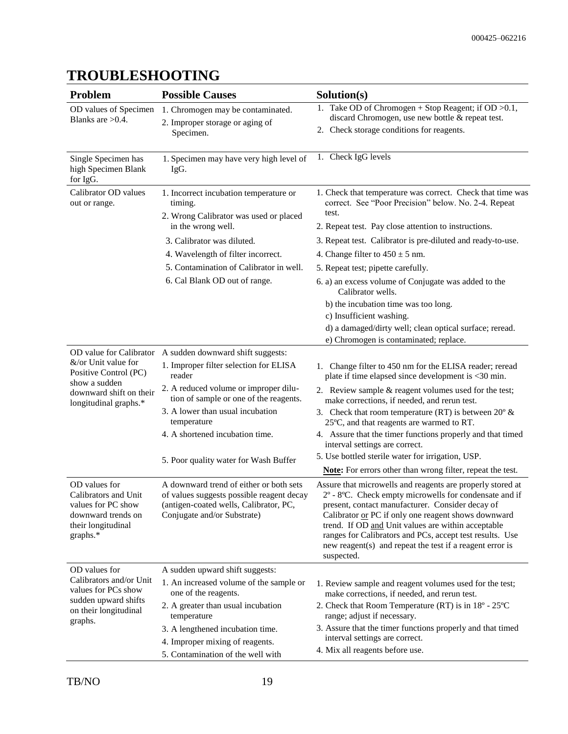## TROUBLESHOOTING

| Problem | Possible Causes | Solution(s) |
|---|---|---|
| OD values of Specimen Blanks are >0.4. | 1. Chromogen may be contaminated.<br>2. Improper storage or aging of Specimen. | 1. Take OD of Chromogen + Stop Reagent; if OD >0.1, discard Chromogen, use new bottle & repeat test.<br>2. Check storage conditions for reagents. |
| Single Specimen has high Specimen Blank for IgG. | 1. Specimen may have very high level of IgG. | 1. Check IgG levels |
| Calibrator OD values out or range. | 1. Incorrect incubation temperature or timing.<br>2. Wrong Calibrator was used or placed in the wrong well.<br>3. Calibrator was diluted.<br>4. Wavelength of filter incorrect.<br>5. Contamination of Calibrator in well.<br>6. Cal Blank OD out of range. | 1. Check that temperature was correct. Check that time was correct. See "Poor Precision" below. No. 2-4. Repeat test.<br>2. Repeat test. Pay close attention to instructions.<br>3. Repeat test. Calibrator is pre-diluted and ready-to-use.<br>4. Change filter to 450 ± 5 nm.<br>5. Repeat test; pipette carefully.<br>6. a) an excess volume of Conjugate was added to the Calibrator wells.<br>b) the incubation time was too long.<br>c) Insufficient washing.<br>d) a damaged/dirty well; clean optical surface; reread.<br>e) Chromogen is contaminated; replace. |
| OD value for Calibrator &/or Unit value for Positive Control (PC) show a sudden downward shift on their longitudinal graphs.* | A sudden downward shift suggests:<br>1. Improper filter selection for ELISA reader<br>2. A reduced volume or improper dilution of sample or one of the reagents.<br>3. A lower than usual incubation temperature<br>4. A shortened incubation time.<br>5. Poor quality water for Wash Buffer | 1. Change filter to 450 nm for the ELISA reader; reread plate if time elapsed since development is <30 min.<br>2. Review sample & reagent volumes used for the test; make corrections, if needed, and rerun test.<br>3. Check that room temperature (RT) is between 20º & 25ºC, and that reagents are warmed to RT.<br>4. Assure that the timer functions properly and that timed interval settings are correct.<br>5. Use bottled sterile water for irrigation, USP.<br>**Note:** For errors other than wrong filter, repeat the test. |
| OD values for Calibrators and Unit values for PC show downward trends on their longitudinal graphs.* | A downward trend of either or both sets of values suggests possible reagent decay (antigen-coated wells, Calibrator, PC, Conjugate and/or Substrate) | Assure that microwells and reagents are properly stored at 2º - 8ºC. Check empty microwells for condensate and if present, contact manufacturer. Consider decay of Calibrator <u>or</u> PC if only one reagent shows downward trend. If OD <u>and</u> Unit values are within acceptable ranges for Calibrators and PCs, accept test results. Use new reagent(s) and repeat the test if a reagent error is suspected. |
| OD values for Calibrators and/or Unit values for PCs show sudden upward shifts on their longitudinal graphs. | A sudden upward shift suggests:<br>1. An increased volume of the sample or one of the reagents.<br>2. A greater than usual incubation temperature<br>3. A lengthened incubation time.<br>4. Improper mixing of reagents.<br>5. Contamination of the well with | 1. Review sample and reagent volumes used for the test; make corrections, if needed, and rerun test.<br>2. Check that Room Temperature (RT) is in 18º - 25ºC range; adjust if necessary.<br>3. Assure that the timer functions properly and that timed interval settings are correct.<br>4. Mix all reagents before use. |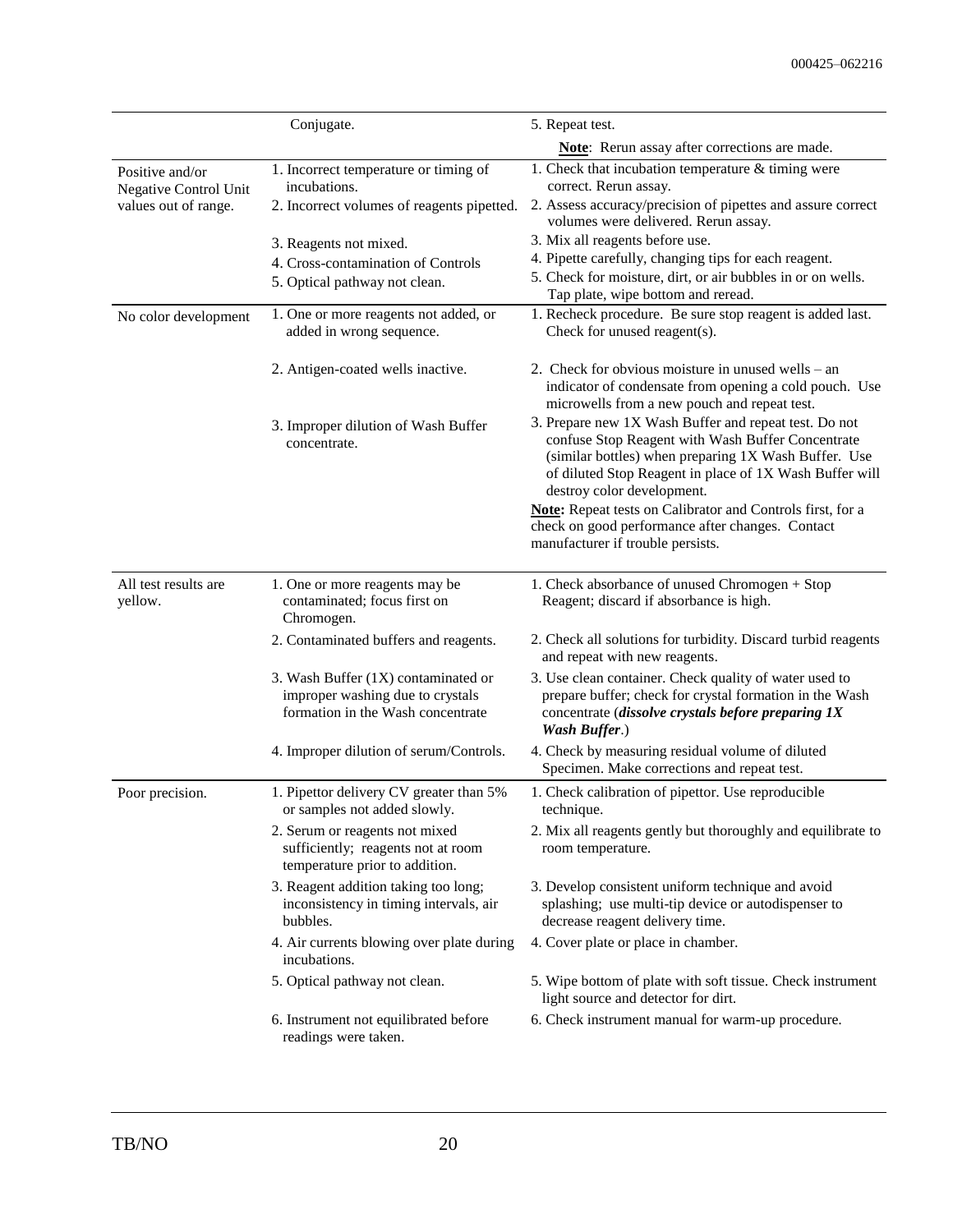| | | |
|---|---|---|
| | Conjugate. | 5. Repeat test. |
| | | **Note**: Rerun assay after corrections are made. |
| Positive and/or Negative Control Unit values out of range. | 1. Incorrect temperature or timing of incubations. | 1. Check that incubation temperature & timing were correct. Rerun assay. |
| | 2. Incorrect volumes of reagents pipetted. | 2. Assess accuracy/precision of pipettes and assure correct volumes were delivered. Rerun assay. |
| | 3. Reagents not mixed. | 3. Mix all reagents before use. |
| | 4. Cross-contamination of Controls | 4. Pipette carefully, changing tips for each reagent. |
| | 5. Optical pathway not clean. | 5. Check for moisture, dirt, or air bubbles in or on wells. Tap plate, wipe bottom and reread. |
| No color development | 1. One or more reagents not added, or added in wrong sequence. | 1. Recheck procedure. Be sure stop reagent is added last. Check for unused reagent(s). |
| | 2. Antigen-coated wells inactive. | 2. Check for obvious moisture in unused wells – an indicator of condensate from opening a cold pouch. Use microwells from a new pouch and repeat test. |
| | 3. Improper dilution of Wash Buffer concentrate. | 3. Prepare new 1X Wash Buffer and repeat test. Do not confuse Stop Reagent with Wash Buffer Concentrate (similar bottles) when preparing 1X Wash Buffer. Use of diluted Stop Reagent in place of 1X Wash Buffer will destroy color development. |
| | | **Note:** Repeat tests on Calibrator and Controls first, for a check on good performance after changes. Contact manufacturer if trouble persists. |
| All test results are yellow. | 1. One or more reagents may be contaminated; focus first on Chromogen. | 1. Check absorbance of unused Chromogen + Stop Reagent; discard if absorbance is high. |
| | 2. Contaminated buffers and reagents. | 2. Check all solutions for turbidity. Discard turbid reagents and repeat with new reagents. |
| | 3. Wash Buffer (1X) contaminated or improper washing due to crystals formation in the Wash concentrate | 3. Use clean container. Check quality of water used to prepare buffer; check for crystal formation in the Wash concentrate (***dissolve crystals before preparing 1X Wash Buffer***.) |
| | 4. Improper dilution of serum/Controls. | 4. Check by measuring residual volume of diluted Specimen. Make corrections and repeat test. |
| Poor precision. | 1. Pipettor delivery CV greater than 5% or samples not added slowly. | 1. Check calibration of pipettor. Use reproducible technique. |
| | 2. Serum or reagents not mixed sufficiently; reagents not at room temperature prior to addition. | 2. Mix all reagents gently but thoroughly and equilibrate to room temperature. |
| | 3. Reagent addition taking too long; inconsistency in timing intervals, air bubbles. | 3. Develop consistent uniform technique and avoid splashing; use multi-tip device or autodispenser to decrease reagent delivery time. |
| | 4. Air currents blowing over plate during incubations. | 4. Cover plate or place in chamber. |
| | 5. Optical pathway not clean. | 5. Wipe bottom of plate with soft tissue. Check instrument light source and detector for dirt. |
| | 6. Instrument not equilibrated before readings were taken. | 6. Check instrument manual for warm-up procedure. |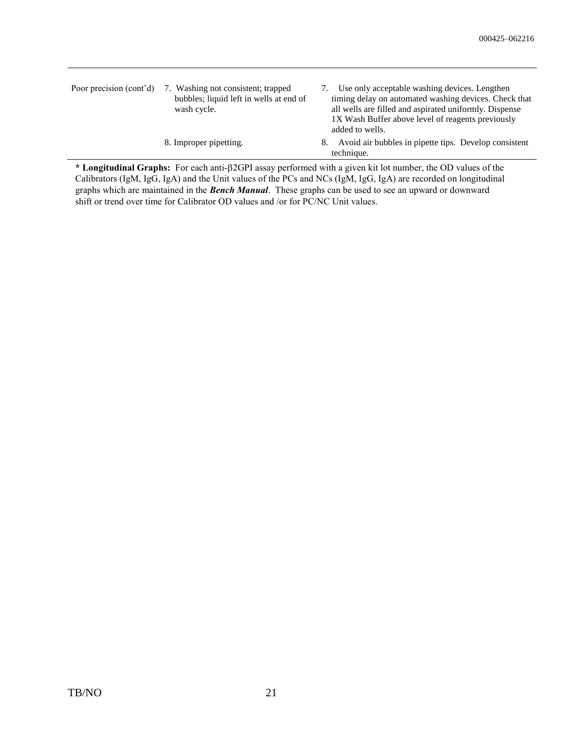| | | |
|---|---|---|
| Poor precision (cont'd) | 7. Washing not consistent; trapped bubbles; liquid left in wells at end of wash cycle. | 7. Use only acceptable washing devices. Lengthen timing delay on automated washing devices. Check that all wells are filled and aspirated uniformly. Dispense 1X Wash Buffer above level of reagents previously added to wells. |
| | 8. Improper pipetting. | 8. Avoid air bubbles in pipette tips. Develop consistent technique. |

**\* Longitudinal Graphs:** For each anti-β2GPI assay performed with a given kit lot number, the OD values of the Calibrators (IgM, IgG, IgA) and the Unit values of the PCs and NCs (IgM, IgG, IgA) are recorded on longitudinal graphs which are maintained in the ***Bench Manual***. These graphs can be used to see an upward or downward shift or trend over time for Calibrator OD values and /or for PC/NC Unit values.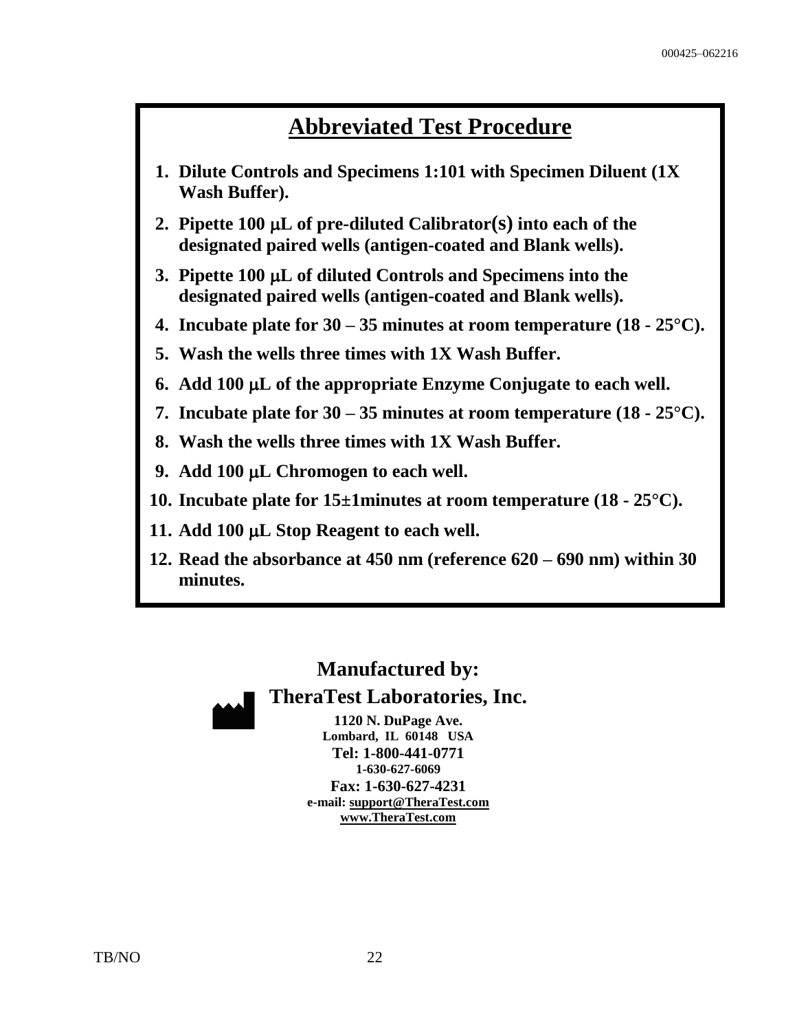## Abbreviated Test Procedure

1. **Dilute Controls and Specimens 1:101 with Specimen Diluent (1X Wash Buffer).**
2. **Pipette 100 µL of pre-diluted Calibrator(s) into each of the designated paired wells (antigen-coated and Blank wells).**
3. **Pipette 100 µL of diluted Controls and Specimens into the designated paired wells (antigen-coated and Blank wells).**
4. **Incubate plate for 30 – 35 minutes at room temperature (18 - 25°C).**
5. **Wash the wells three times with 1X Wash Buffer.**
6. **Add 100 µL of the appropriate Enzyme Conjugate to each well.**
7. **Incubate plate for 30 – 35 minutes at room temperature (18 - 25°C).**
8. **Wash the wells three times with 1X Wash Buffer.**
9. **Add 100 µL Chromogen to each well.**
10. **Incubate plate for 15±1minutes at room temperature (18 - 25°C).**
11. **Add 100 µL Stop Reagent to each well.**
12. **Read the absorbance at 450 nm (reference 620 – 690 nm) within 30 minutes.**

**Manufactured by:**

**TheraTest Laboratories, Inc.**

**1120 N. DuPage Ave.**
**Lombard, IL 60148 USA**
**Tel: 1-800-441-0771**
**1-630-627-6069**
**Fax: 1-630-627-4231**
**e-mail: support@TheraTest.com**
**www.TheraTest.com**